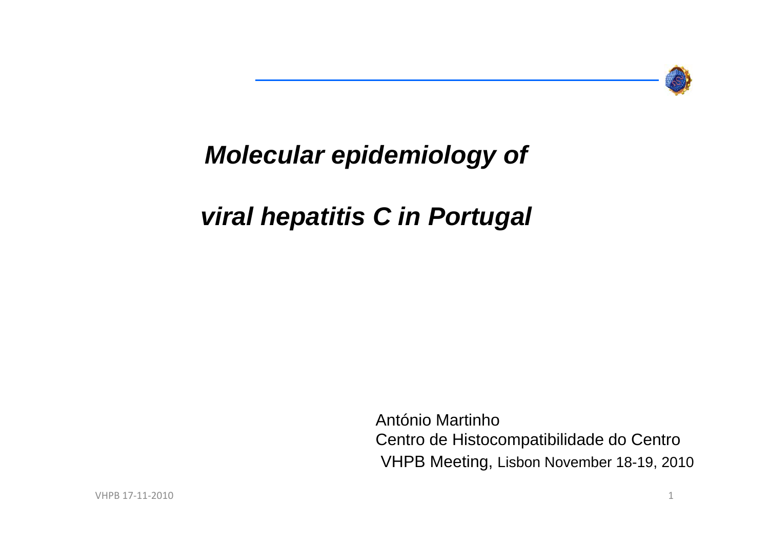# ***Molecular epidemiology of viral hepatitis C in Portugal***

António Martinho
Centro de Histocompatibilidade do Centro
VHPB Meeting, Lisbon November 18-19, 2010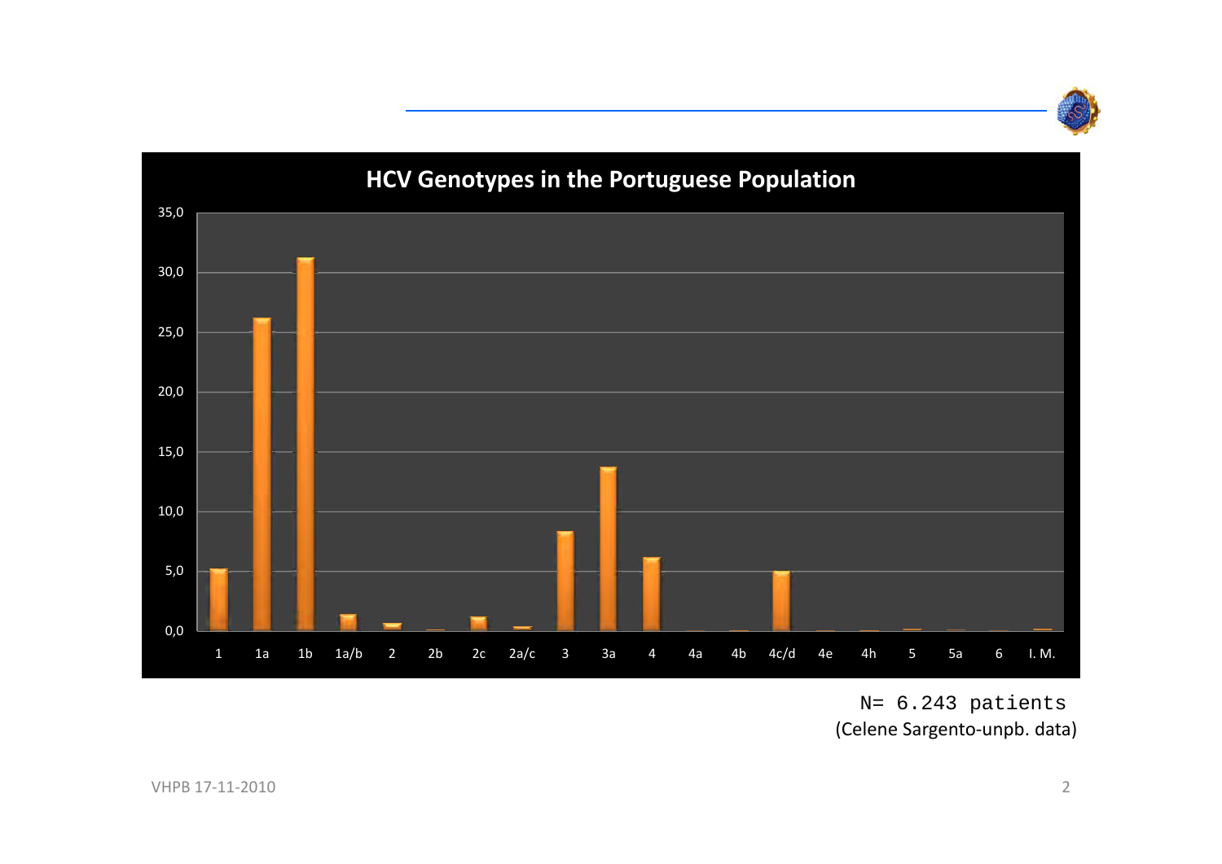## HCV Genotypes in the Portuguese Population

| Genotype | % |
|---|---|
| 1 | 5.2 |
| 1a | 26.2 |
| 1b | 31.2 |
| 1a/b | 1.4 |
| 2 | 0.6 |
| 2b | 0.1 |
| 2c | 1.2 |
| 2a/c | 0.3 |
| 3 | 8.3 |
| 3a | 13.7 |
| 4 | 6.1 |
| 4a | 0.0 |
| 4b | 0.1 |
| 4c/d | 5.0 |
| 4e | 0.0 |
| 4h | 0.1 |
| 5 | 0.2 |
| 5a | 0.0 |
| 6 | 0.0 |
| I. M. | 0.2 |

N= 6.243 patients
(Celene Sargento-unpb. data)

VHPB 17-11-2010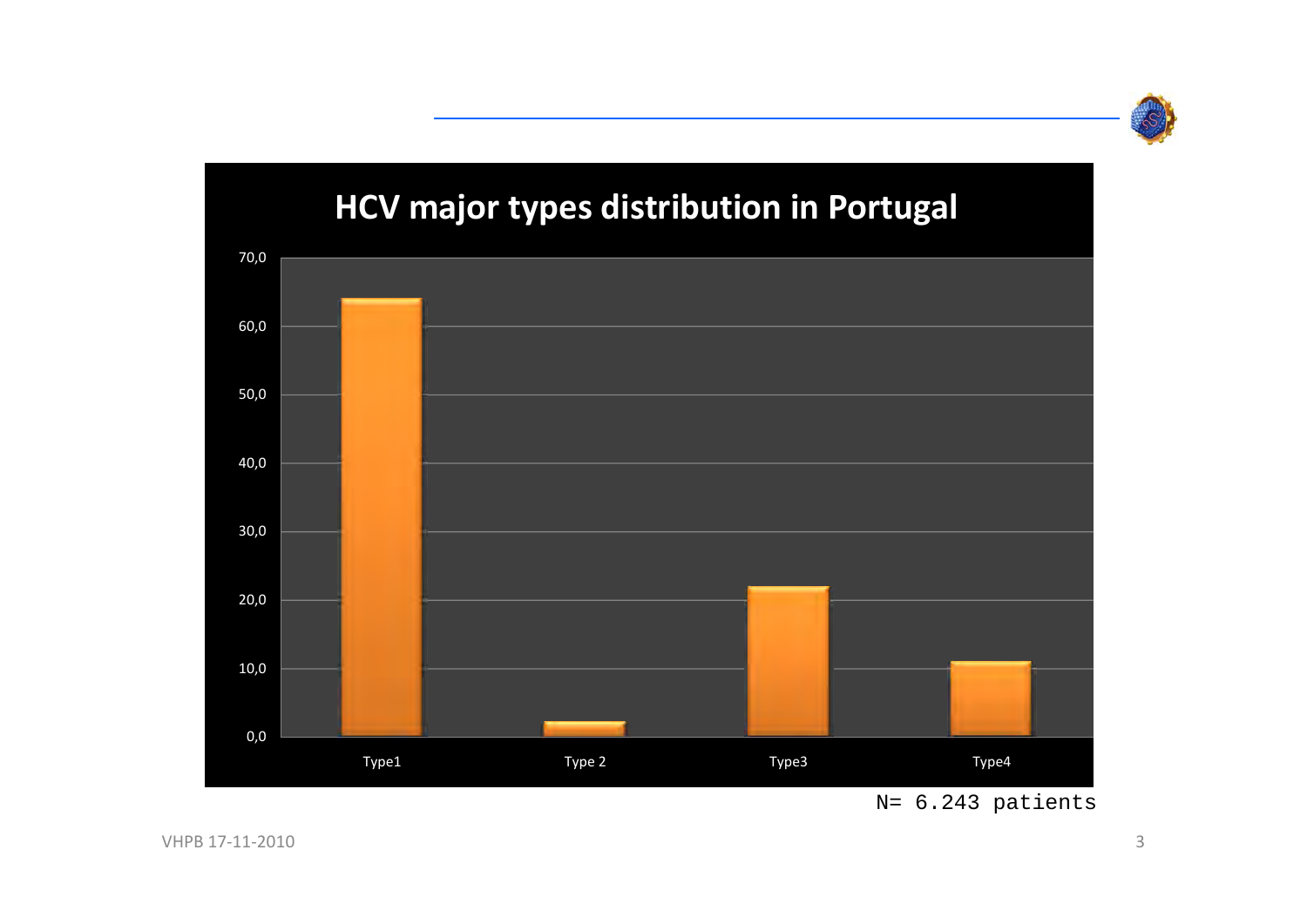## HCV major types distribution in Portugal

| | Type1 | Type 2 | Type3 | Type4 |
|---|---|---|---|---|
| % | ~64 | ~2 | ~22 | ~11 |

N= 6.243 patients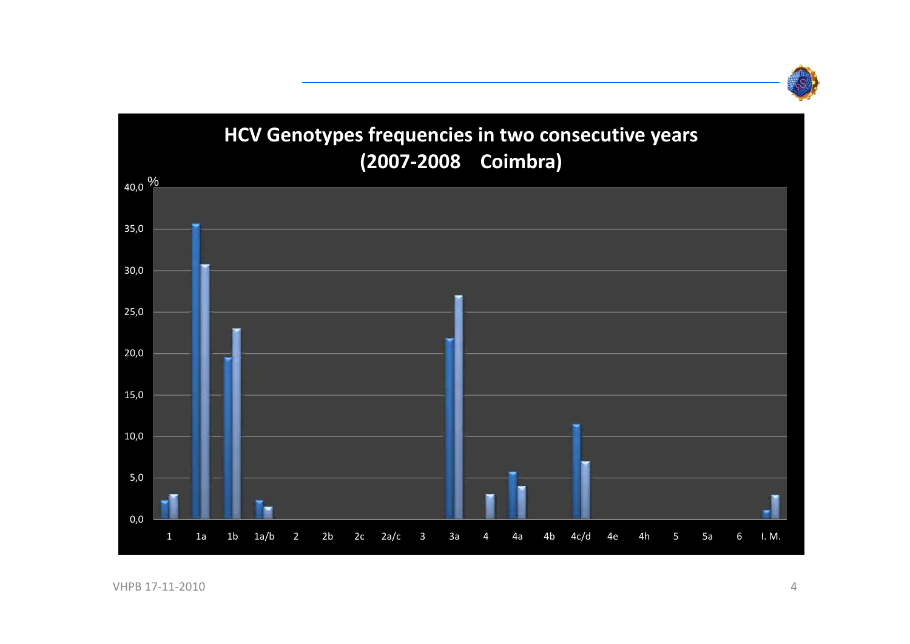## HCV Genotypes frequencies in two consecutive years (2007-2008 Coimbra)

%

40,0
35,0
30,0
25,0
20,0
15,0
10,0
5,0
0,0

1 1a 1b 1a/b 2 2b 2c 2a/c 3 3a 4 4a 4b 4c/d 4e 4h 5 5a 6 I. M.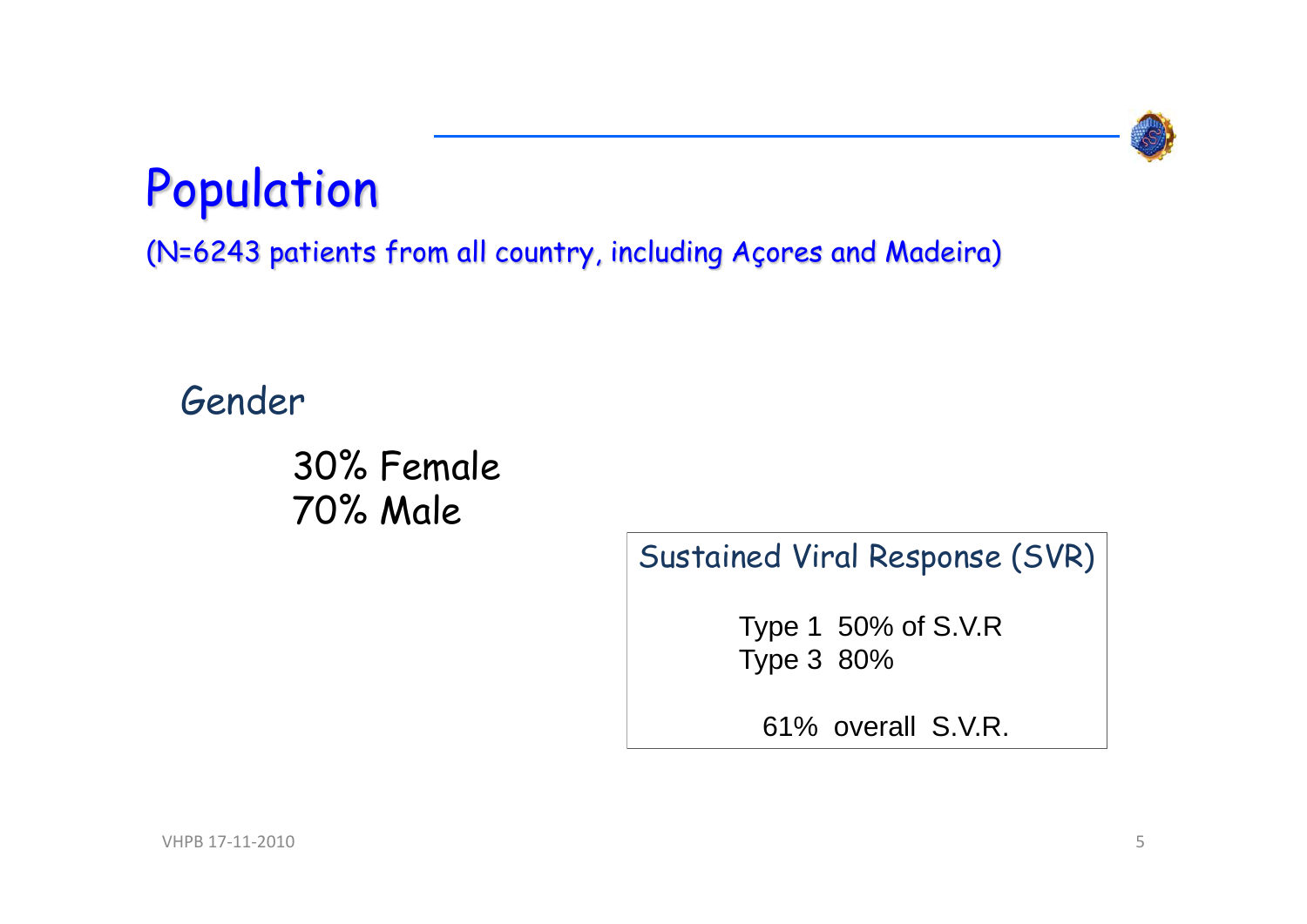# Population

(N=6243 patients from all country, including Açores and Madeira)

## Gender

30% Female
70% Male

### Sustained Viral Response (SVR)

Type 1 50% of S.V.R
Type 3 80%

61% overall S.V.R.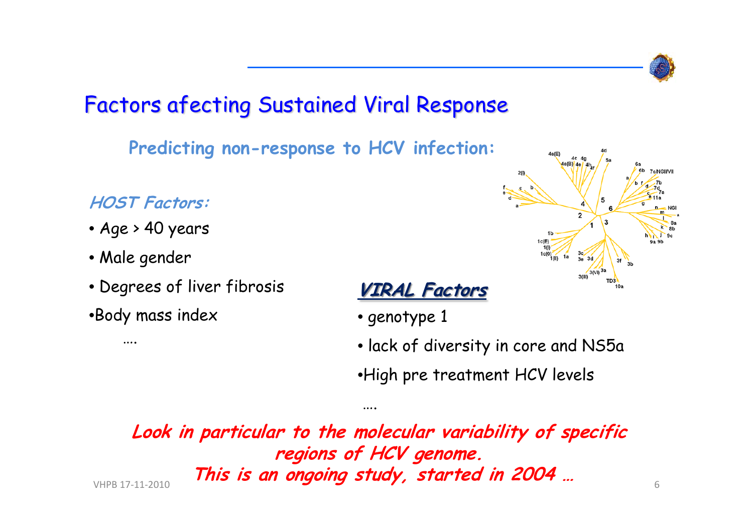# Factors afecting Sustained Viral Response

**Predicting non-response to HCV infection:**

***HOST Factors:***

- Age > 40 years
- Male gender
- Degrees of liver fibrosis
- Body mass index

….

***VIRAL Factors***

- genotype 1
- lack of diversity in core and NS5a
- High pre treatment HCV levels

….

***Look in particular to the molecular variability of specific regions of HCV genome.***
***This is an ongoing study, started in 2004 …***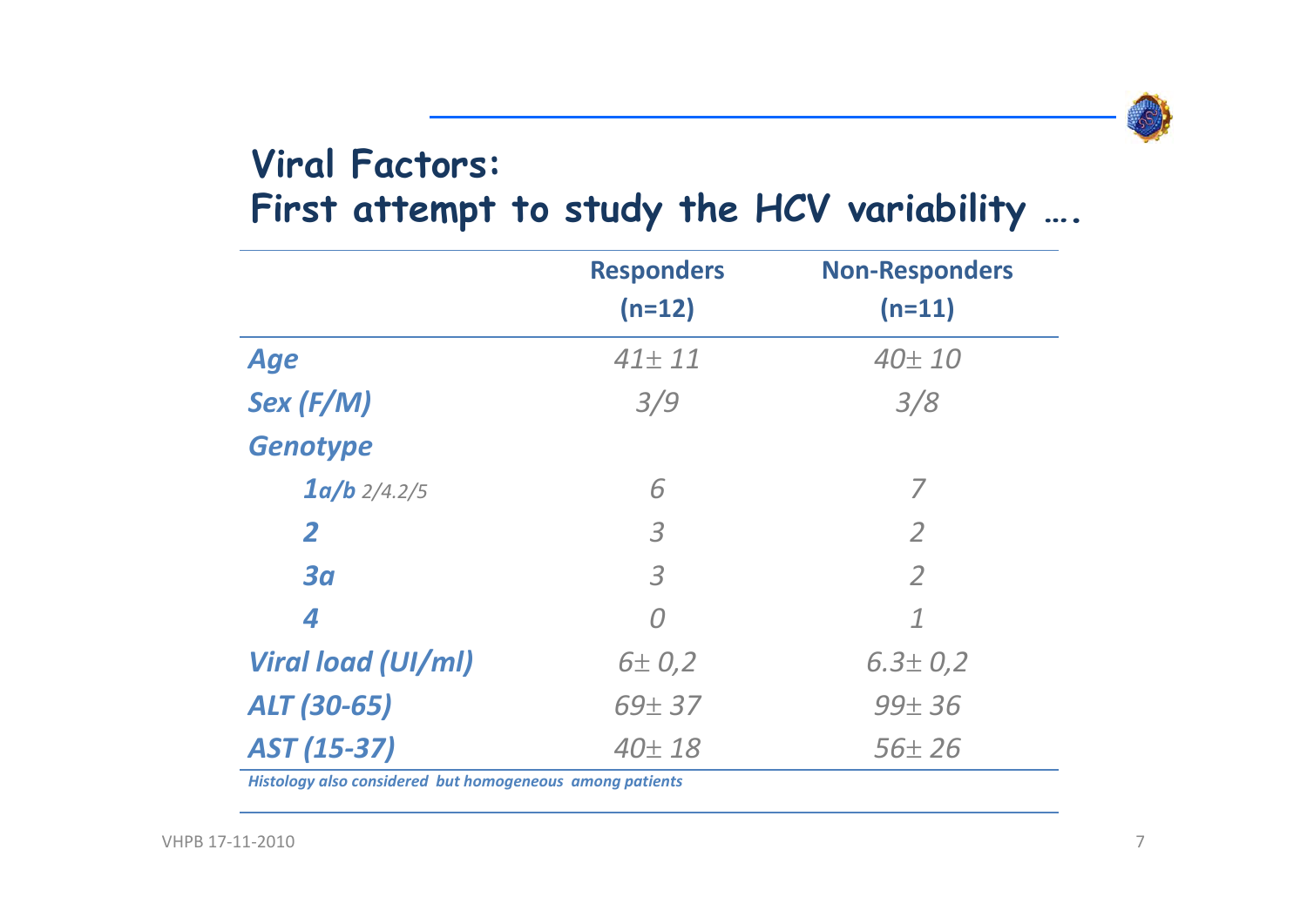## Viral Factors:
## First attempt to study the HCV variability ….

| | Responders (n=12) | Non-Responders (n=11) |
|---|---|---|
| *Age* | *41± 11* | *40± 10* |
| *Sex (F/M)* | *3/9* | *3/8* |
| *Genotype* | | |
| *1a/b 2/4.2/5* | *6* | *7* |
| *2* | *3* | *2* |
| *3a* | *3* | *2* |
| *4* | *0* | *1* |
| *Viral load (UI/ml)* | *6± 0,2* | *6.3± 0,2* |
| *ALT (30-65)* | *69± 37* | *99± 36* |
| *AST (15-37)* | *40± 18* | *56± 26* |

***Histology also considered but homogeneous among patients***

VHPB 17-11-2010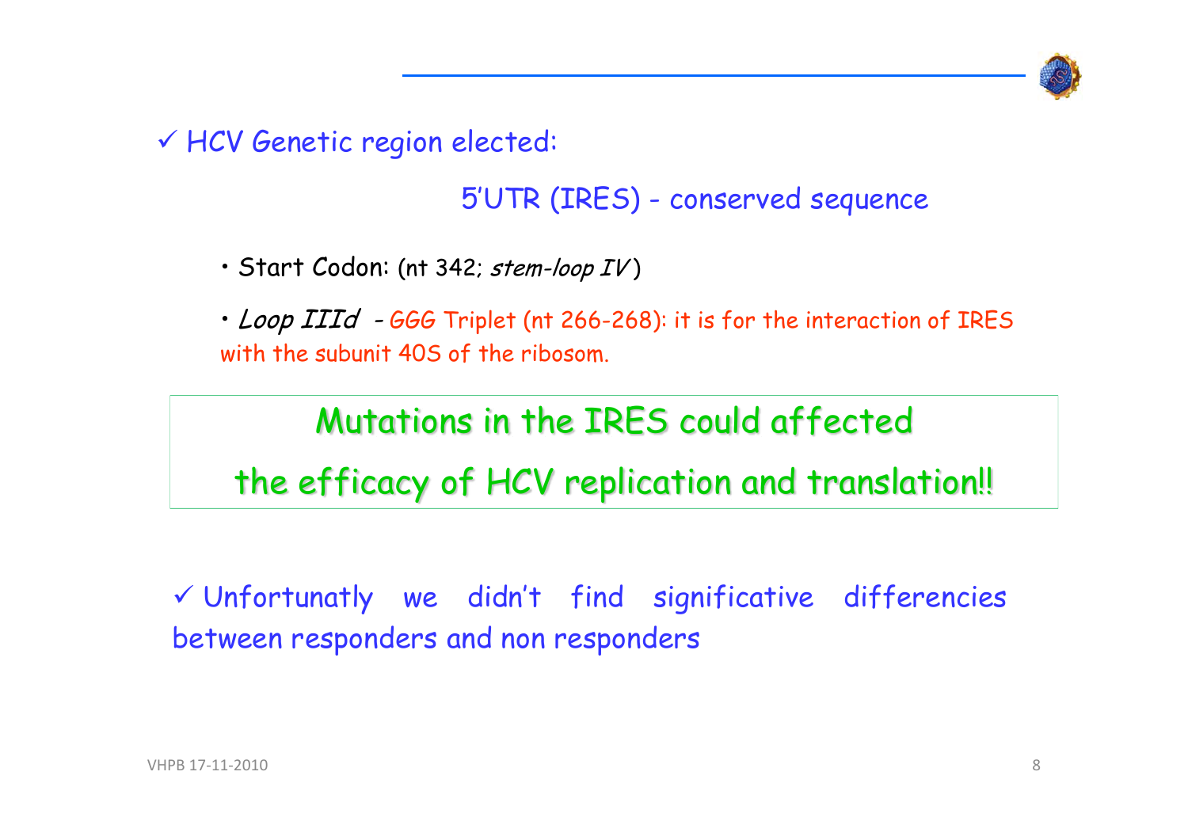✓ HCV Genetic region elected:

5'UTR (IRES) - conserved sequence

- Start Codon: (nt 342; *stem-loop IV*)
- *Loop IIId* - GGG Triplet (nt 266-268): it is for the interaction of IRES with the subunit 40S of the ribosom.

**Mutations in the IRES could affected the efficacy of HCV replication and translation!!**

✓ Unfortunaty we didn't find significative differencies between responders and non responders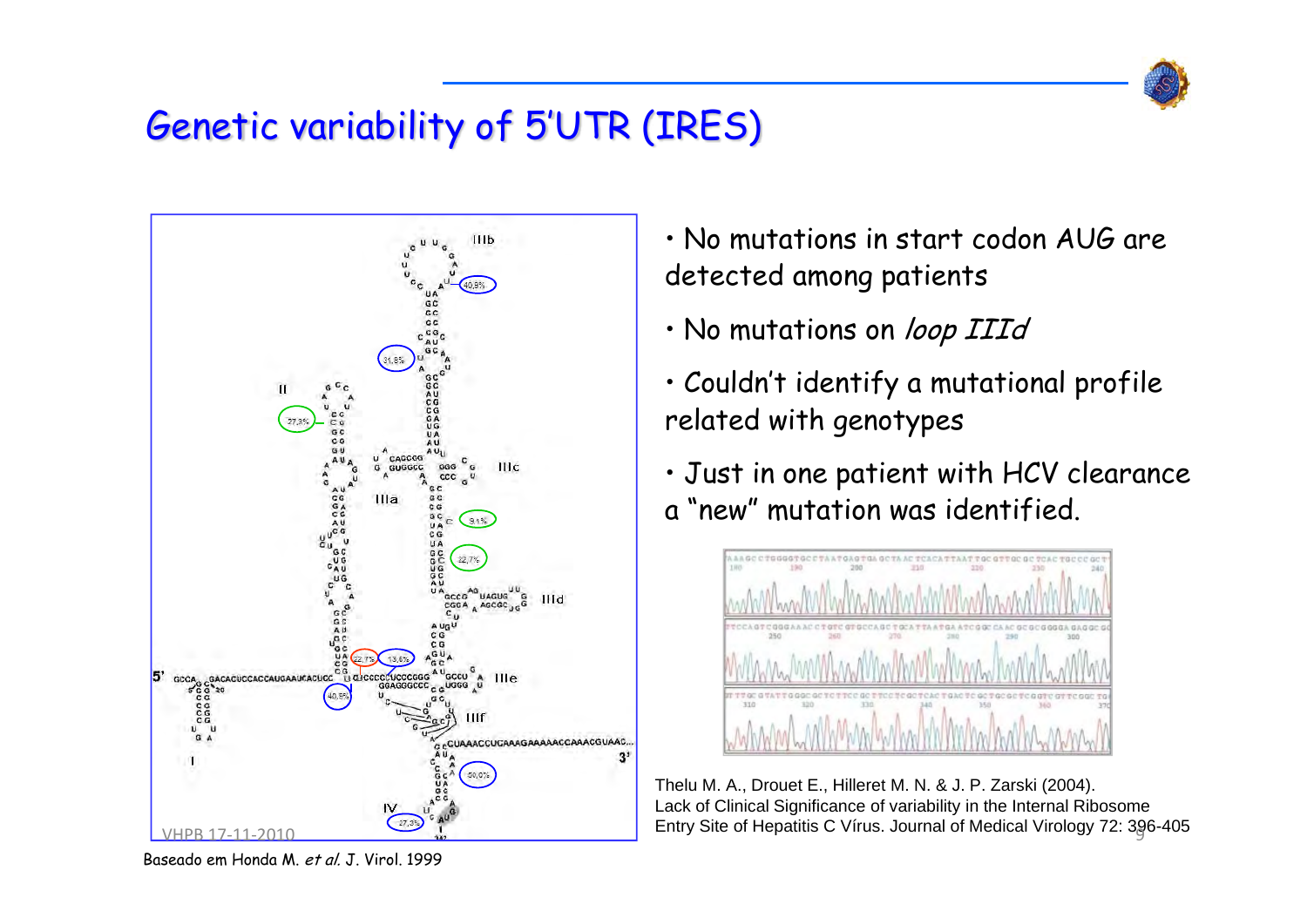# Genetic variability of 5'UTR (IRES)

- No mutations in start codon AUG are detected among patients
- No mutations on *loop IIId*
- Couldn't identify a mutational profile related with genotypes
- Just in one patient with HCV clearance a "new" mutation was identified.

Thelu M. A., Drouet E., Hilleret M. N. & J. P. Zarski (2004). Lack of Clinical Significance of variability in the Internal Ribosome Entry Site of Hepatitis C Vírus. Journal of Medical Virology 72: 396-405

Baseado em Honda M. *et al.* J. Virol. 1999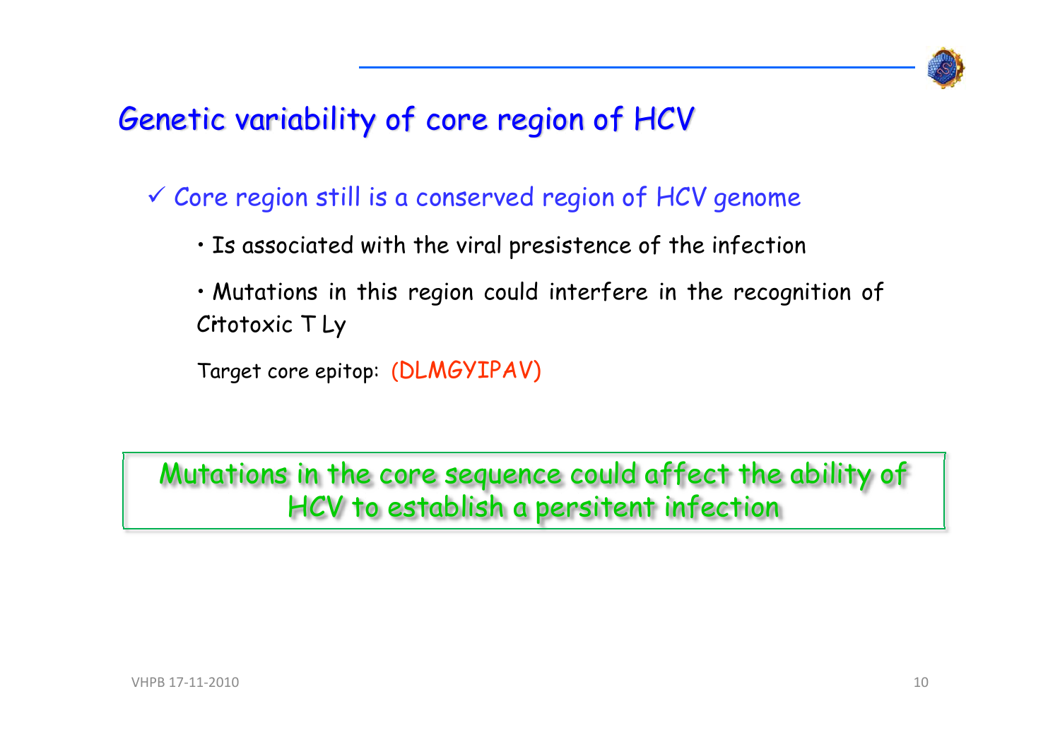# Genetic variability of core region of HCV

✓ Core region still is a conserved region of HCV genome

- Is associated with the viral presistence of the infection
- Mutations in this region could interfere in the recognition of Citotoxic T Ly

Target core epitop: (DLMGYIPAV)

**Mutations in the core sequence could affect the ability of HCV to establish a persitent infection**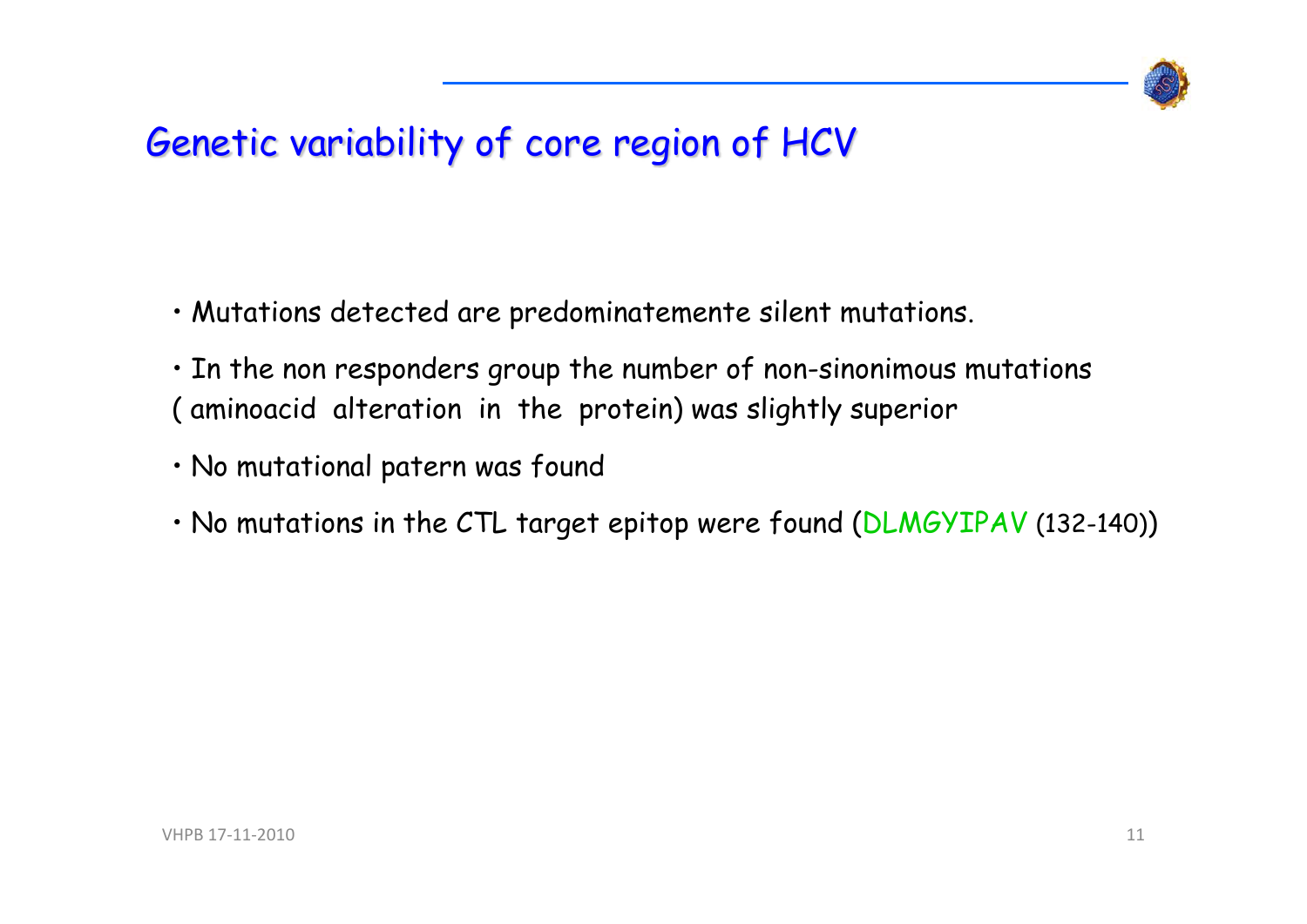# Genetic variability of core region of HCV

- Mutations detected are predominatemente silent mutations.
- In the non responders group the number of non-sinonimous mutations ( aminoacid alteration in the protein) was slightly superior
- No mutational patern was found
- No mutations in the CTL target epitop were found (DLMGYIPAV (132-140))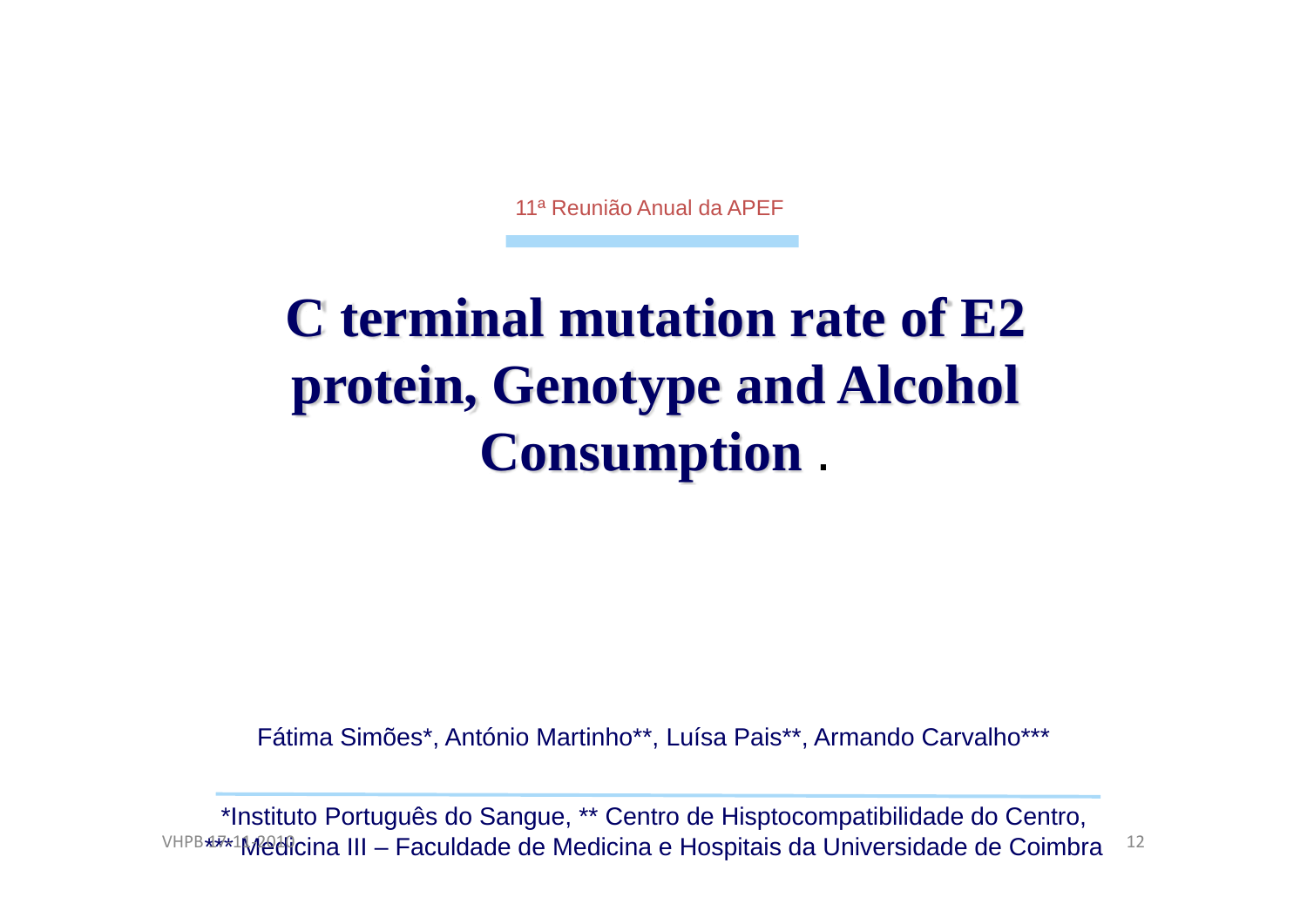11ª Reunião Anual da APEF

# C terminal mutation rate of E2 protein, Genotype and Alcohol Consumption .

Fátima Simões*, António Martinho**, Luísa Pais**, Armando Carvalho***

*Instituto Português do Sangue, ** Centro de Hisptocompatibilidade do Centro, *** Medicina III – Faculdade de Medicina e Hospitais da Universidade de Coimbra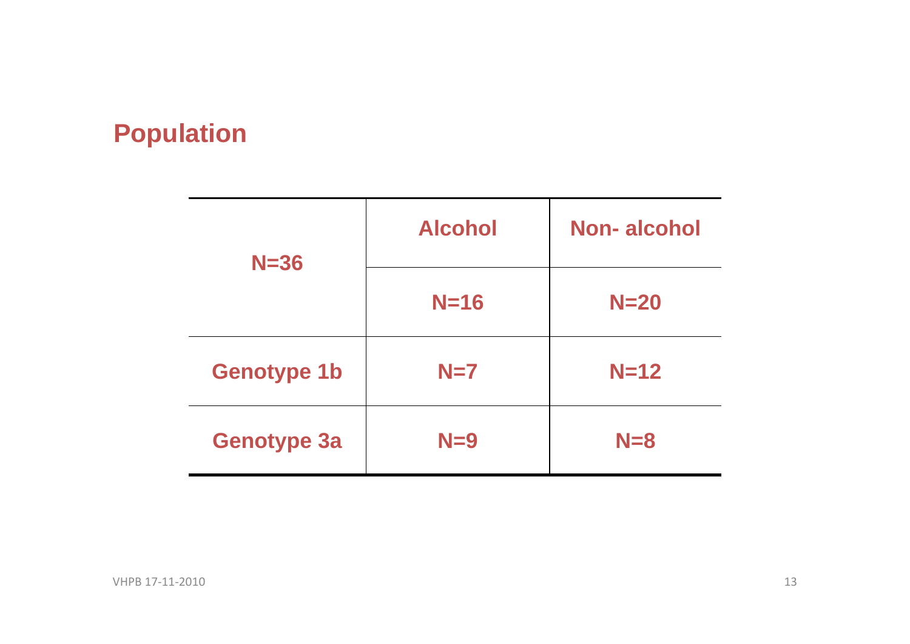## Population

| N=36 | Alcohol | Non- alcohol |
|---|---|---|
| | N=16 | N=20 |
| Genotype 1b | N=7 | N=12 |
| Genotype 3a | N=9 | N=8 |

VHPB 17-11-2010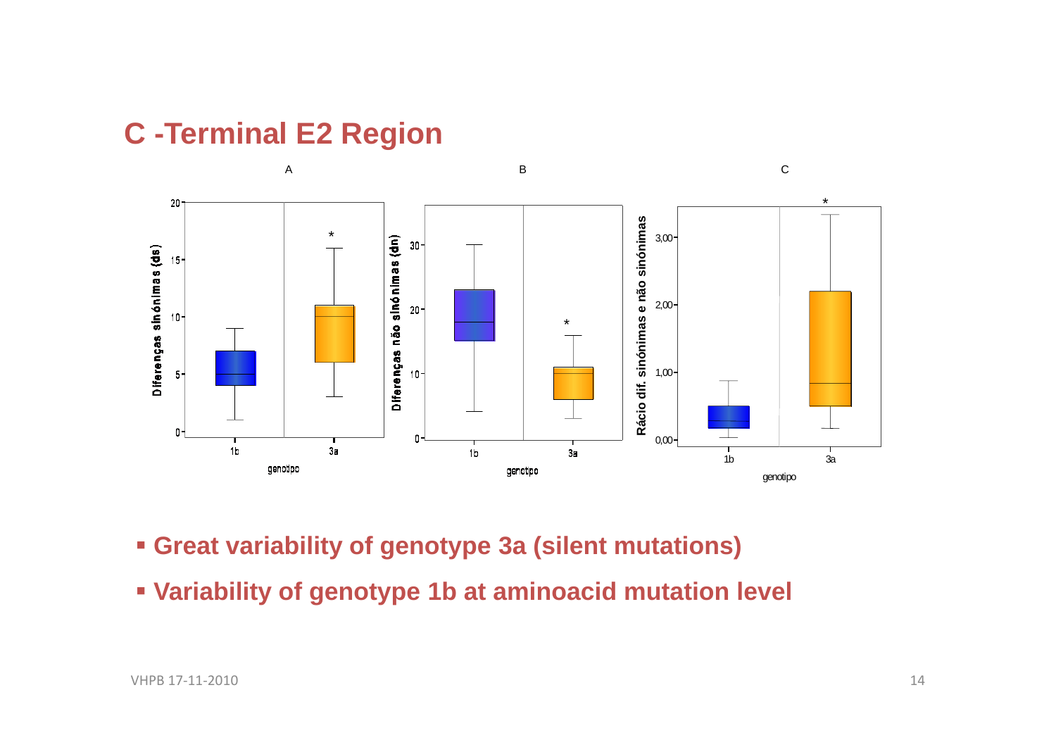# C -Terminal E2 Region

A

Diferenças sinónimas (ds)

B

Diferenças não sinónimas (dn)

C

Rácio dif. sinónimas e não sinónimas

genotipo

- **Great variability of genotype 3a (silent mutations)**
- **Variability of genotype 1b at aminoacid mutation level**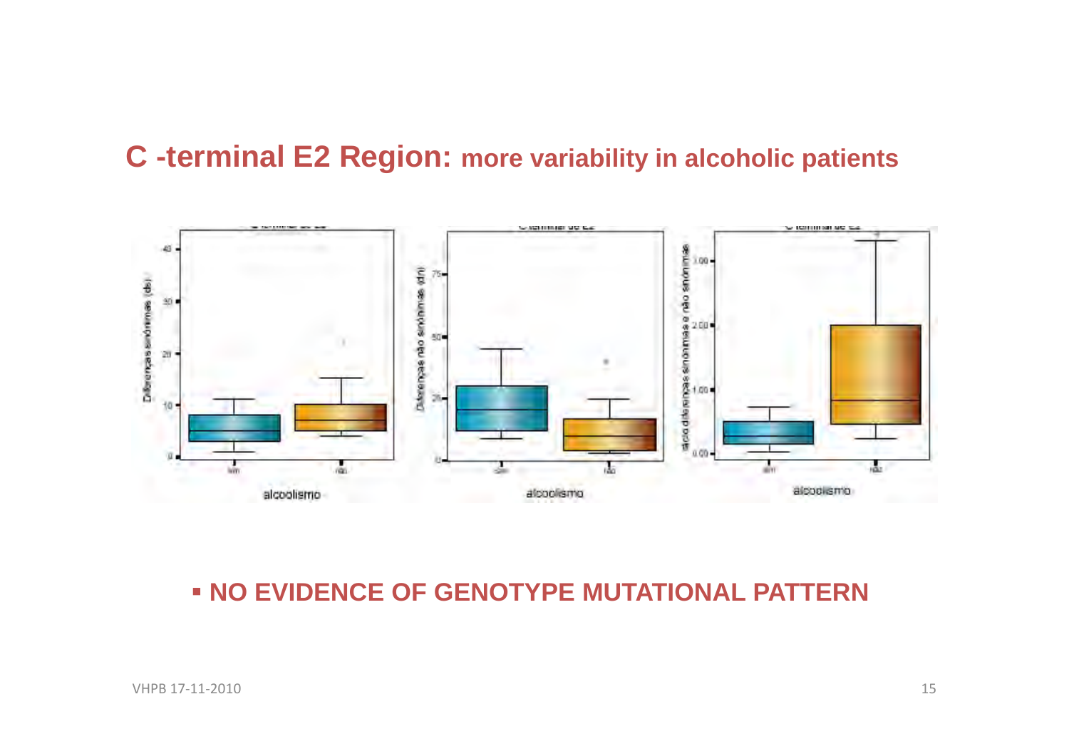## C -terminal E2 Region: more variability in alcoholic patients

- **NO EVIDENCE OF GENOTYPE MUTATIONAL PATTERN**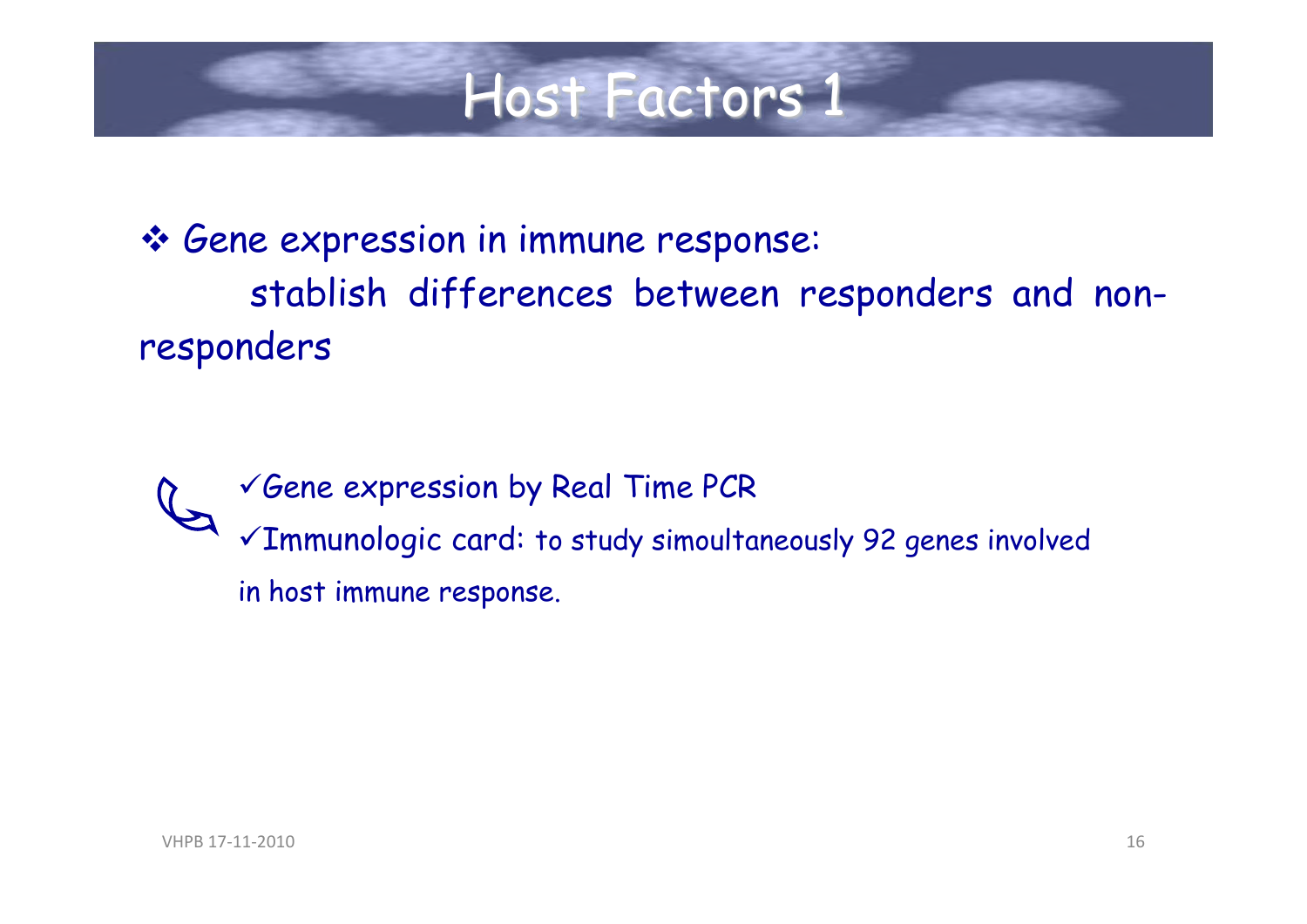# Host Factors 1

- Gene expression in immune response:
  stablish differences between responders and non-responders

  - ✓Gene expression by Real Time PCR
  - ✓Immunologic card: to study simoultaneously 92 genes involved in host immune response.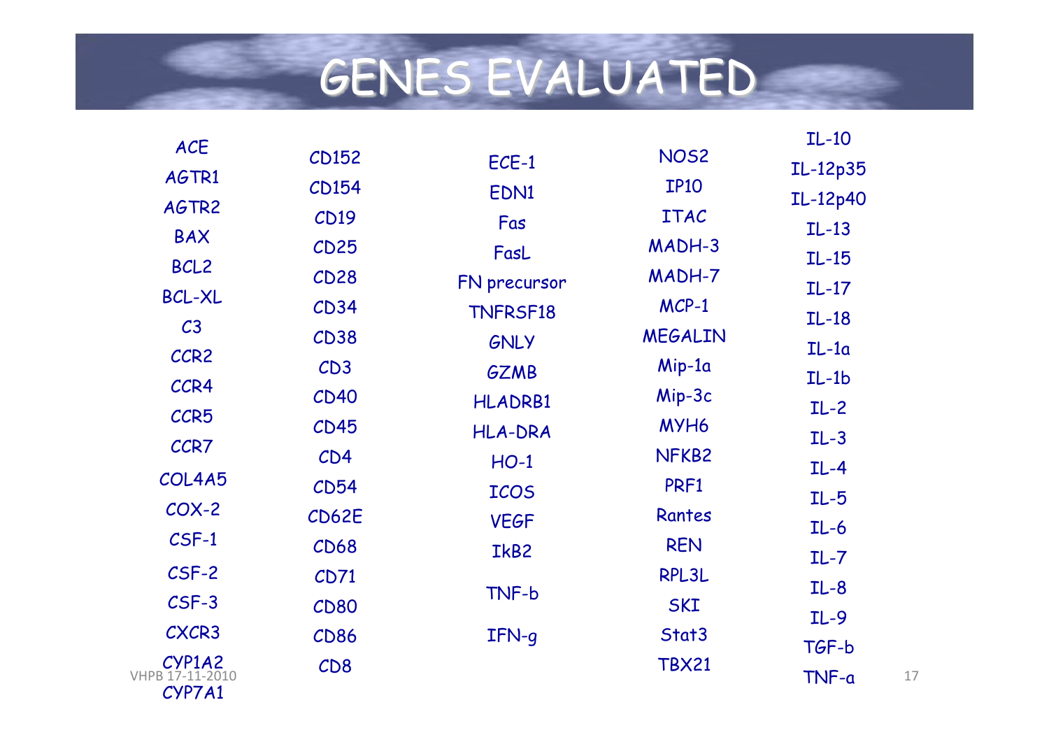# GENES EVALUATED

ACE
AGTR1
AGTR2
BAX
BCL2
BCL-XL
C3
CCR2
CCR4
CCR5
CCR7
COL4A5
COX-2
CSF-1
CSF-2
CSF-3
CXCR3
CYP1A2
CYP7A1

CD152
CD154
CD19
CD25
CD28
CD34
CD38
CD3
CD40
CD45
CD4
CD54
CD62E
CD68
CD71
CD80
CD86
CD8

ECE-1
EDN1
Fas
FasL
FN precursor
TNFRSF18
GNLY
GZMB
HLADRB1
HLA-DRA
HO-1
ICOS
VEGF
IkB2
TNF-b
IFN-g

NOS2
IP10
ITAC
MADH-3
MADH-7
MCP-1
MEGALIN
Mip-1a
Mip-3c
MYH6
NFKB2
PRF1
Rantes
REN
RPL3L
SKI
Stat3
TBX21

IL-10
IL-12p35
IL-12p40
IL-13
IL-15
IL-17
IL-18
IL-1a
IL-1b
IL-2
IL-3
IL-4
IL-5
IL-6
IL-7
IL-8
IL-9
TGF-b
TNF-a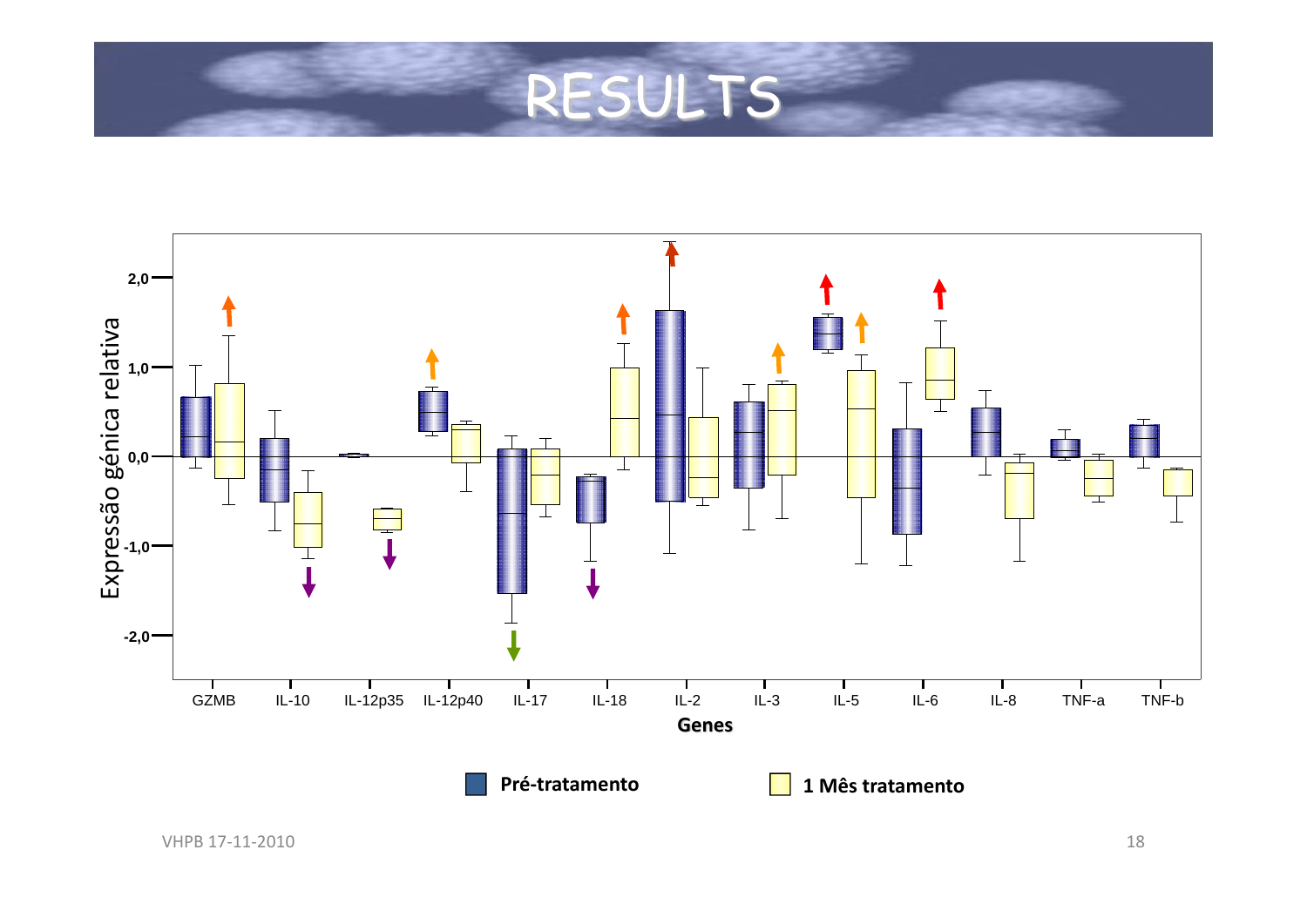# RESULTS

Expressão génica relativa

2,0
1,0
0,0
-1,0
-2,0

GZMB | IL-10 | IL-12p35 | IL-12p40 | IL-17 | IL-18 | IL-2 | IL-3 | IL-5 | IL-6 | IL-8 | TNF-a | TNF-b

**Genes**

**Pré-tratamento** **1 Mês tratamento**

VHPB 17-11-2010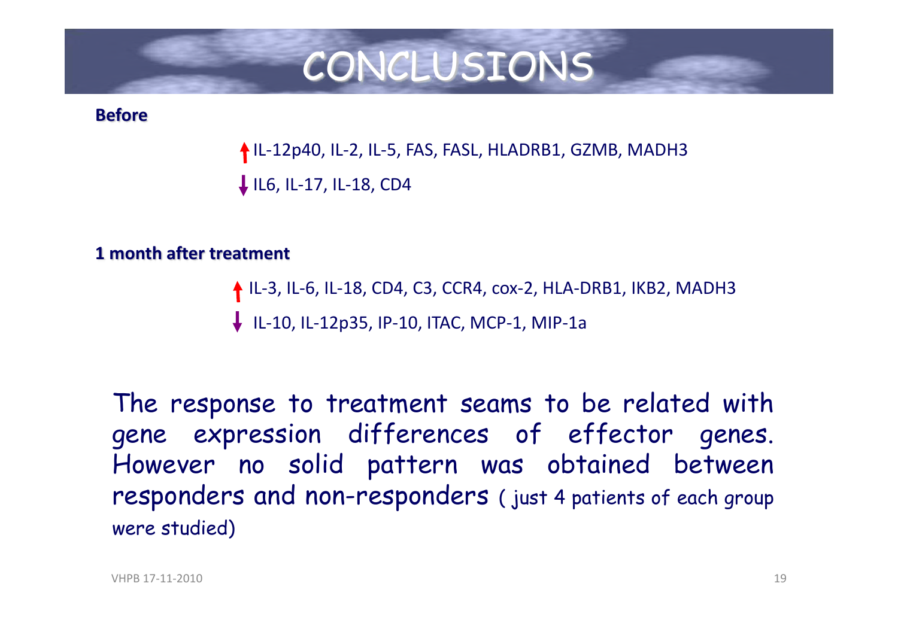# CONCLUSIONS

**Before**

↑ IL-12p40, IL-2, IL-5, FAS, FASL, HLADRB1, GZMB, MADH3

↓ IL6, IL-17, IL-18, CD4

**1 month after treatment**

↑ IL-3, IL-6, IL-18, CD4, C3, CCR4, cox-2, HLA-DRB1, IKB2, MADH3

↓ IL-10, IL-12p35, IP-10, ITAC, MCP-1, MIP-1a

The response to treatment seams to be related with gene expression differences of effector genes. However no solid pattern was obtained between responders and non-responders ( just 4 patients of each group were studied)

VHPB 17-11-2010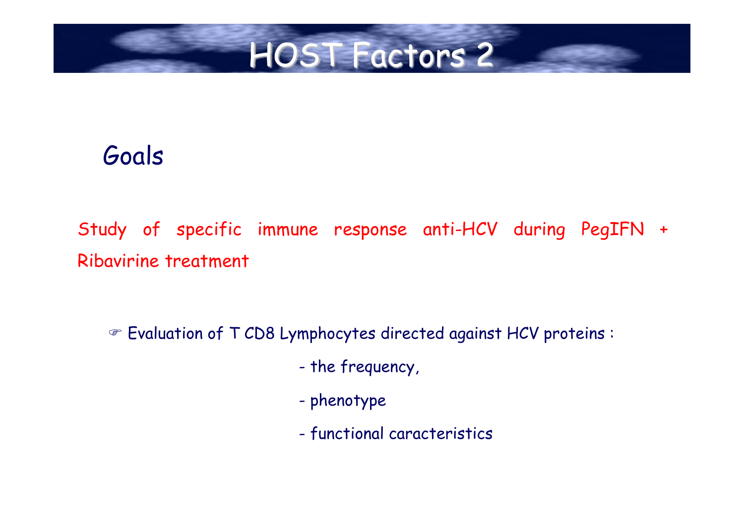# HOST Factors 2

## Goals

Study of specific immune response anti-HCV during PegIFN + Ribavirine treatment

☞ Evaluation of T CD8 Lymphocytes directed against HCV proteins :

- the frequency,
- phenotype
- functional caracteristics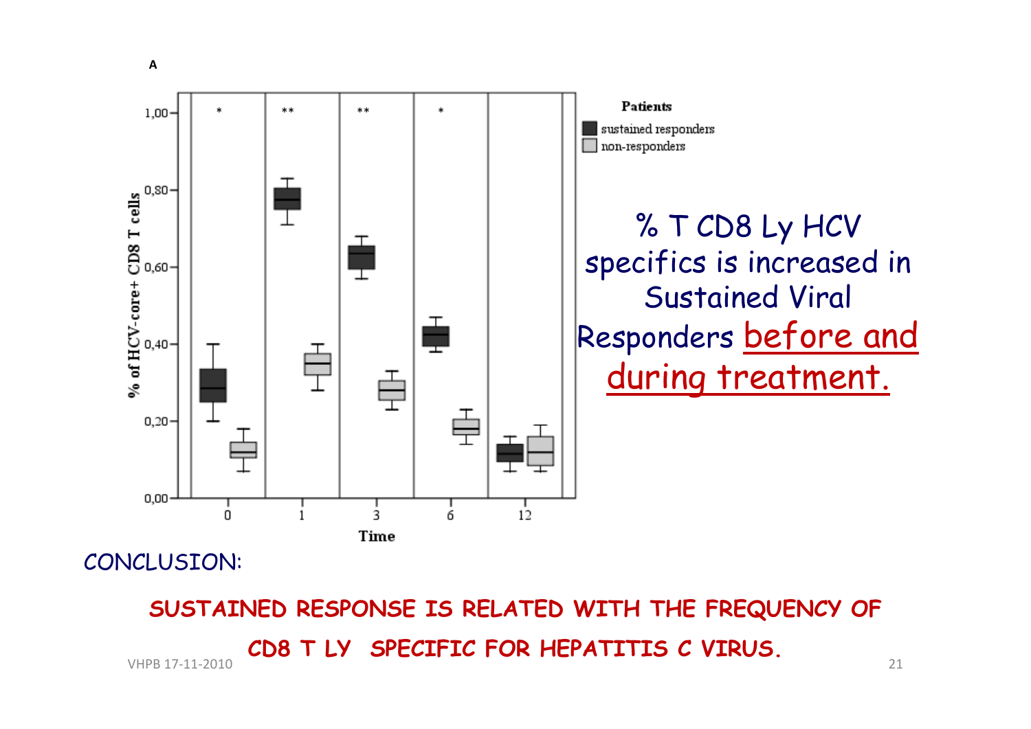% T CD8 Ly HCV specifics is increased in Sustained Viral Responders <u>before and during treatment.</u>

CONCLUSION:

**SUSTAINED RESPONSE IS RELATED WITH THE FREQUENCY OF CD8 T LY SPECIFIC FOR HEPATITIS C VIRUS.**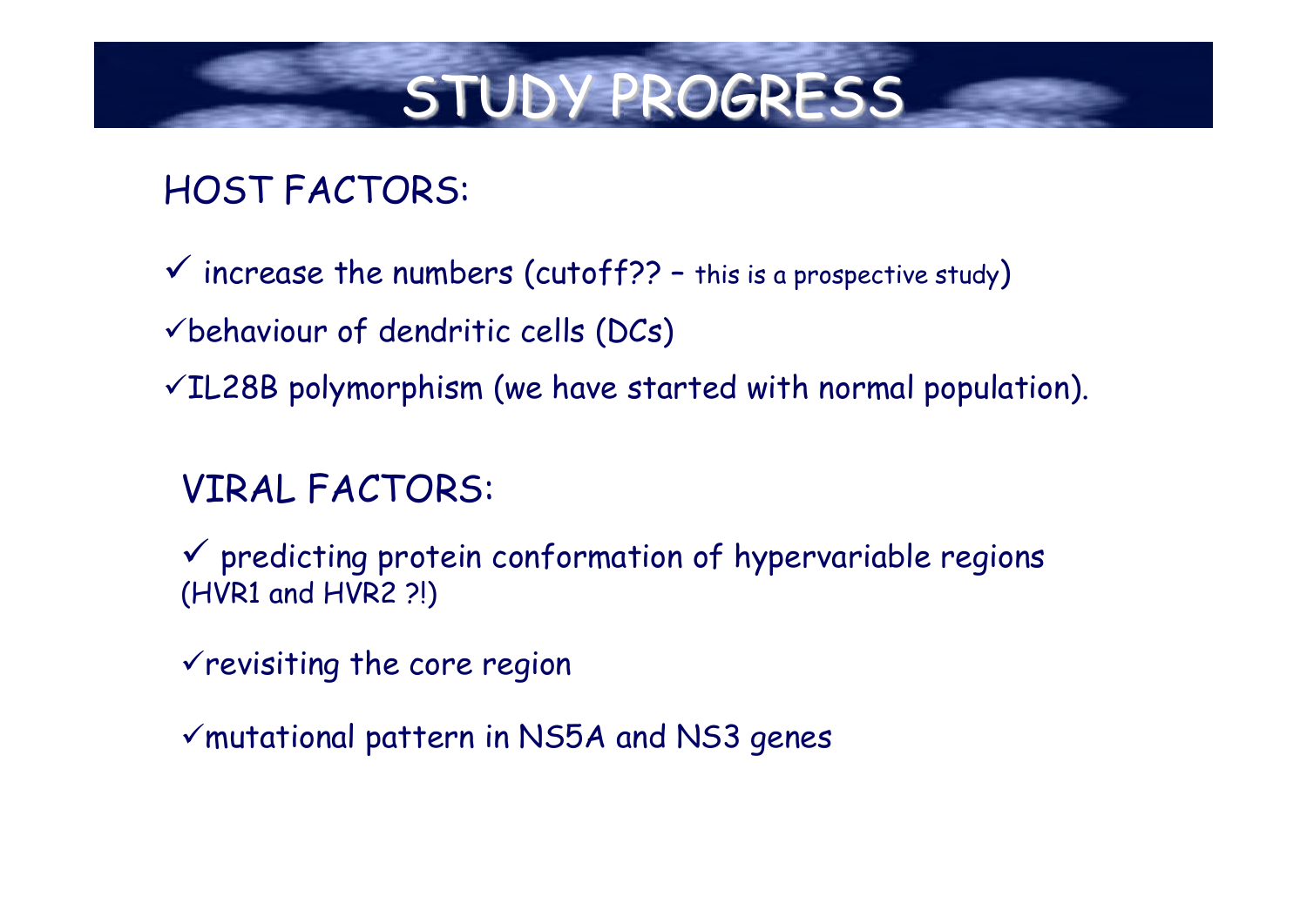# STUDY PROGRESS

## HOST FACTORS:

- ✓ increase the numbers (cutoff?? – this is a prospective study)
- ✓ behaviour of dendritic cells (DCs)
- ✓ IL28B polymorphism (we have started with normal population).

## VIRAL FACTORS:

- ✓ predicting protein conformation of hypervariable regions (HVR1 and HVR2 ?!)
- ✓ revisiting the core region
- ✓ mutational pattern in NS5A and NS3 genes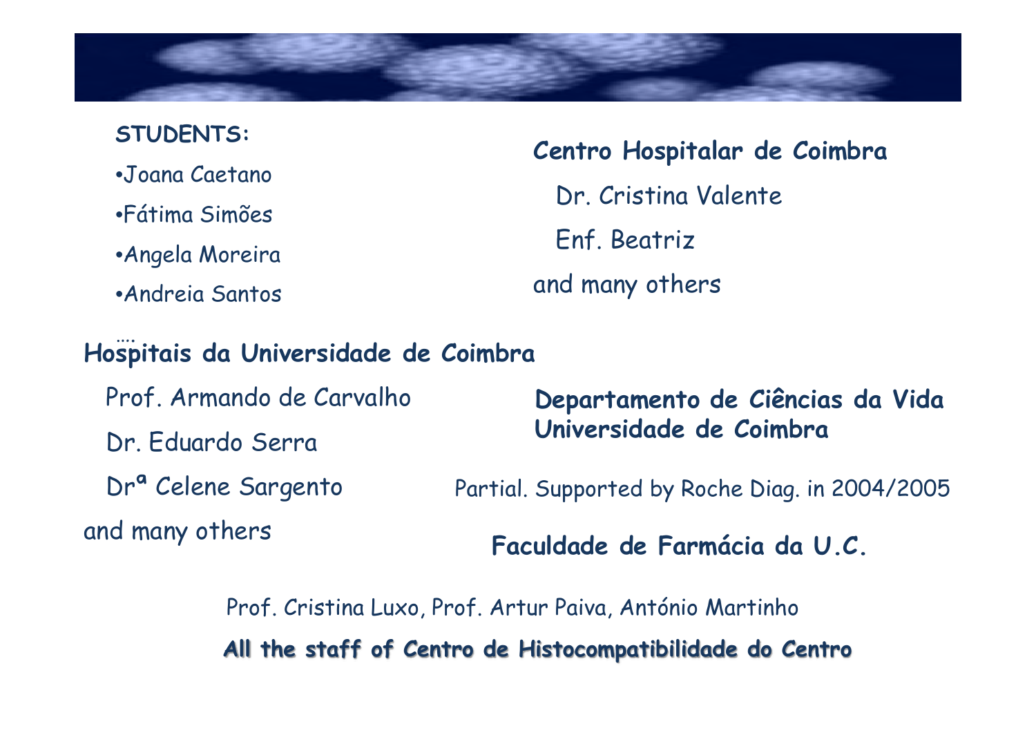**STUDENTS:**

- Joana Caetano
- Fátima Simões
- Angela Moreira
- Andreia Santos

....

**Centro Hospitalar de Coimbra**

Dr. Cristina Valente

Enf. Beatriz

and many others

**Hospitais da Universidade de Coimbra**

Prof. Armando de Carvalho

Dr. Eduardo Serra

Drª Celene Sargento

and many others

**Departamento de Ciências da Vida**
**Universidade de Coimbra**

Partial. Supported by Roche Diag. in 2004/2005

**Faculdade de Farmácia da U.C.**

Prof. Cristina Luxo, Prof. Artur Paiva, António Martinho

**All the staff of Centro de Histocompatibilidade do Centro**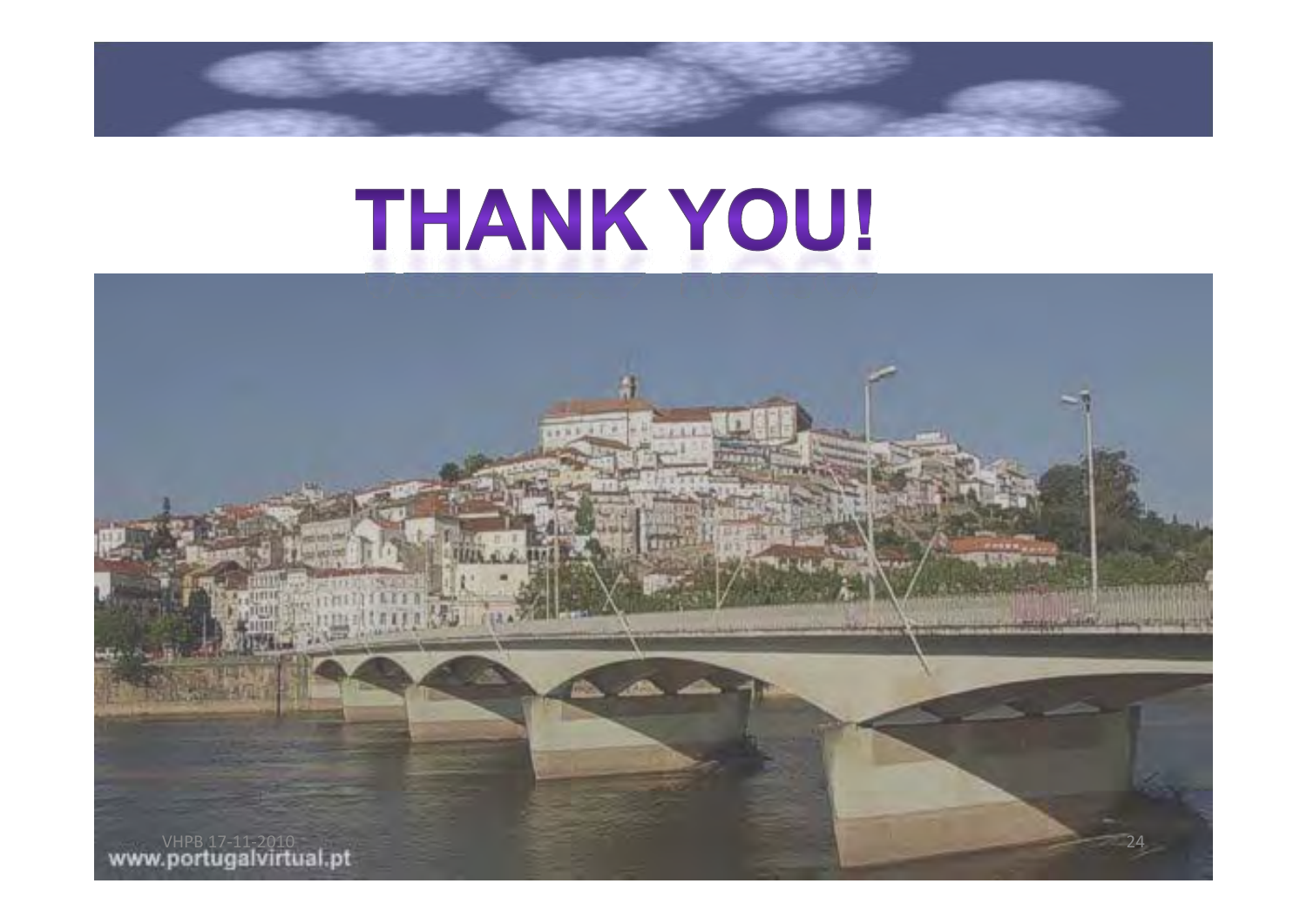# THANK YOU!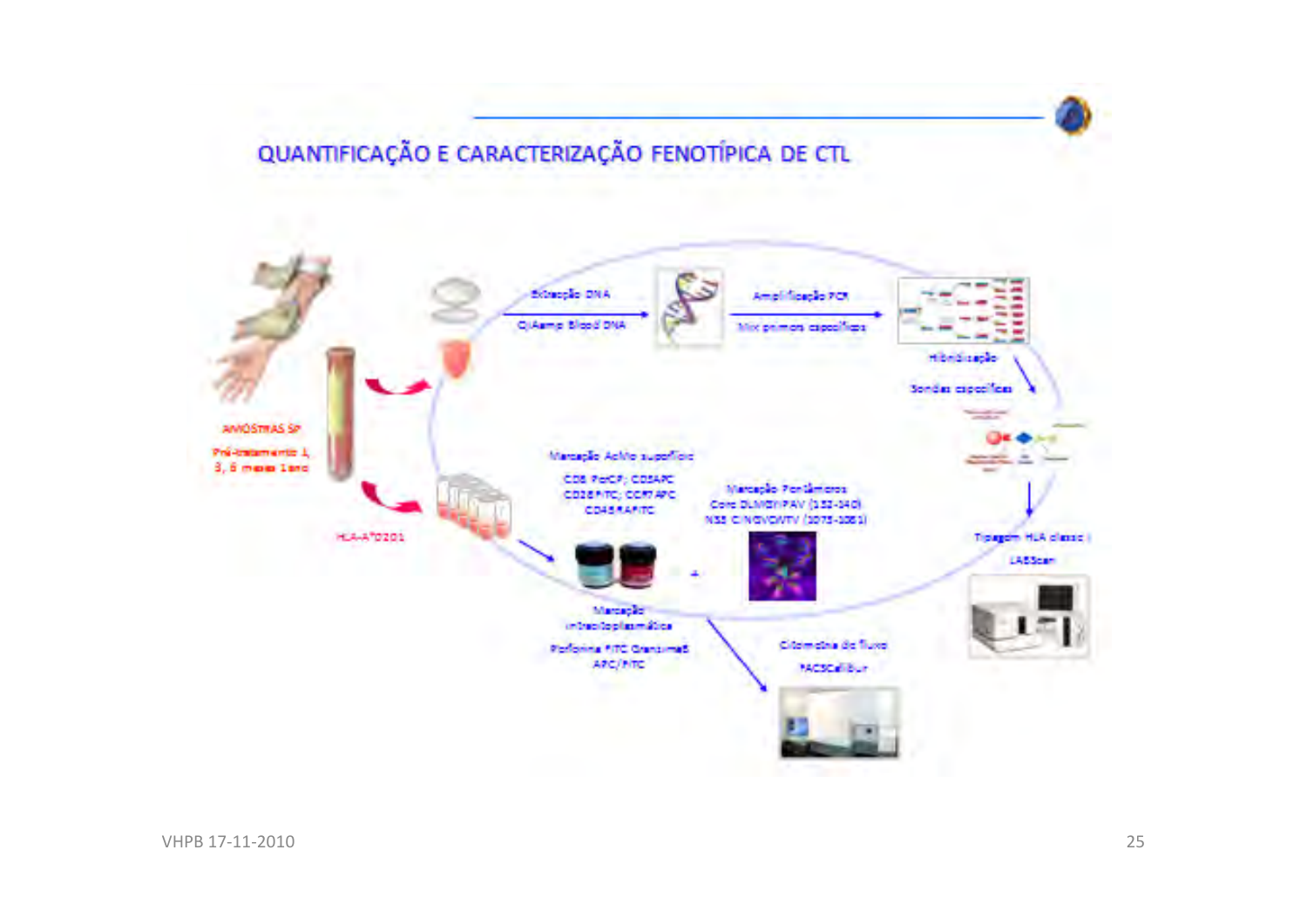# QUANTIFICAÇÃO E CARACTERIZAÇÃO FENOTÍPICA DE CTL

AMOSTRAS SP
Pré-tratamento 1, 3, 6 meses 1 ano

HLA-A*0201

Extracção DNA
QiAamp Blood DNA

Amplificação PCR
Mix primers específicos

Hibridização
Sondas específicas

Tipagem HLA classe I
LABScan

Marcação Ac/Mo superfície
CD8 PerCP; CD3APC
CD28 FITC; CCR7 APC
CD45RA FITC

Marcação Pentâmeros
Core DLMGYIPAV (132-140)
NS3 CINGVCWTV (1073-1081)

Marcação intracitoplasmática
Perforina FITC Granzima B APC/FITC

Citometria de fluxo
FACSCalibur